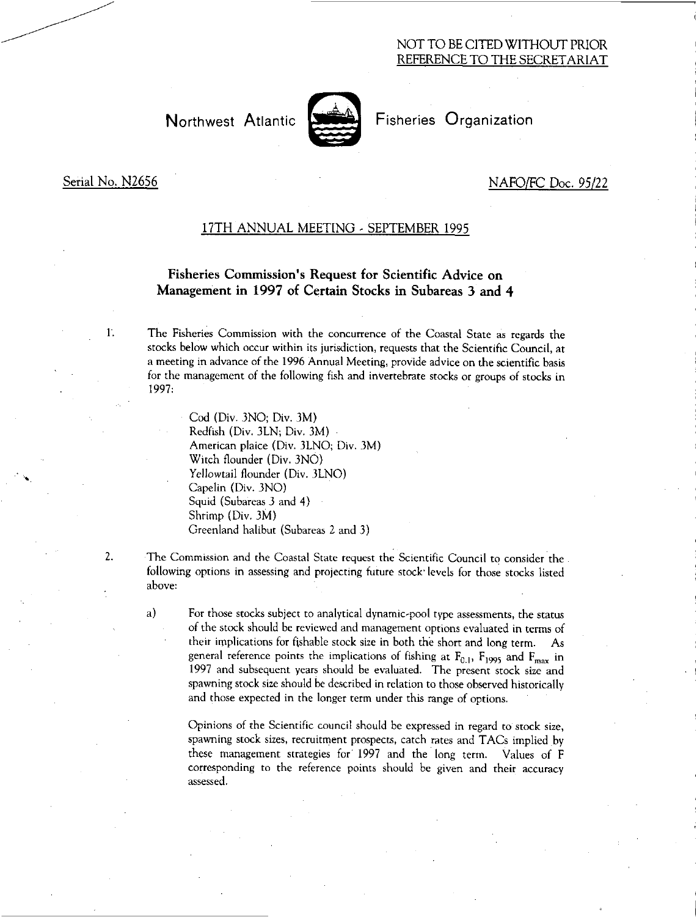NOT TO BE CITED WITHOUT PRIOR REFERENCE TO THE SECRETARIAT

Northwest Atlantic Fisheries Organization

Serial No. N2656

NAFO/FC Doc. 95/22

## 17TH ANNUAL MEETING - SEPTEMBER 1995

# Fisheries Commission's Request for Scientific Advice on Management in 1997 of Certain Stocks in Subareas 3 and 4

1. The Fisheries Commission with the concurrence of the Coastal State as regards the stocks below which occur within its jurisdiction, requests that the Scientific Council, at a meeting in advance of the 1996 Annual Meeting, provide advice on the scientific basis for the management of the following fish and invertebrate stocks or groups of stocks in 1997:

   Cod (Div. 3NO; Div. 3M)
   Redfish (Div. 3LN; Div. 3M)
   American plaice (Div. 3LNO; Div. 3M)
   Witch flounder (Div. 3NO)
   Yellowtail flounder (Div. 3LNO)
   Capelin (Div. 3NO)
   Squid (Subareas 3 and 4)
   Shrimp (Div. 3M)
   Greenland halibut (Subareas 2 and 3)

2. The Commission and the Coastal State request the Scientific Council to consider the following options in assessing and projecting future stock levels for those stocks listed above:

   a) For those stocks subject to analytical dynamic-pool type assessments, the status of the stock should be reviewed and management options evaluated in terms of their implications for fishable stock size in both the short and long term. As general reference points the implications of fishing at $F_{0.1}$, $F_{1995}$ and $F_{max}$ in 1997 and subsequent years should be evaluated. The present stock size and spawning stock size should be described in relation to those observed historically and those expected in the longer term under this range of options.

      Opinions of the Scientific council should be expressed in regard to stock size, spawning stock sizes, recruitment prospects, catch rates and TACs implied by these management strategies for 1997 and the long term. Values of F corresponding to the reference points should be given and their accuracy assessed.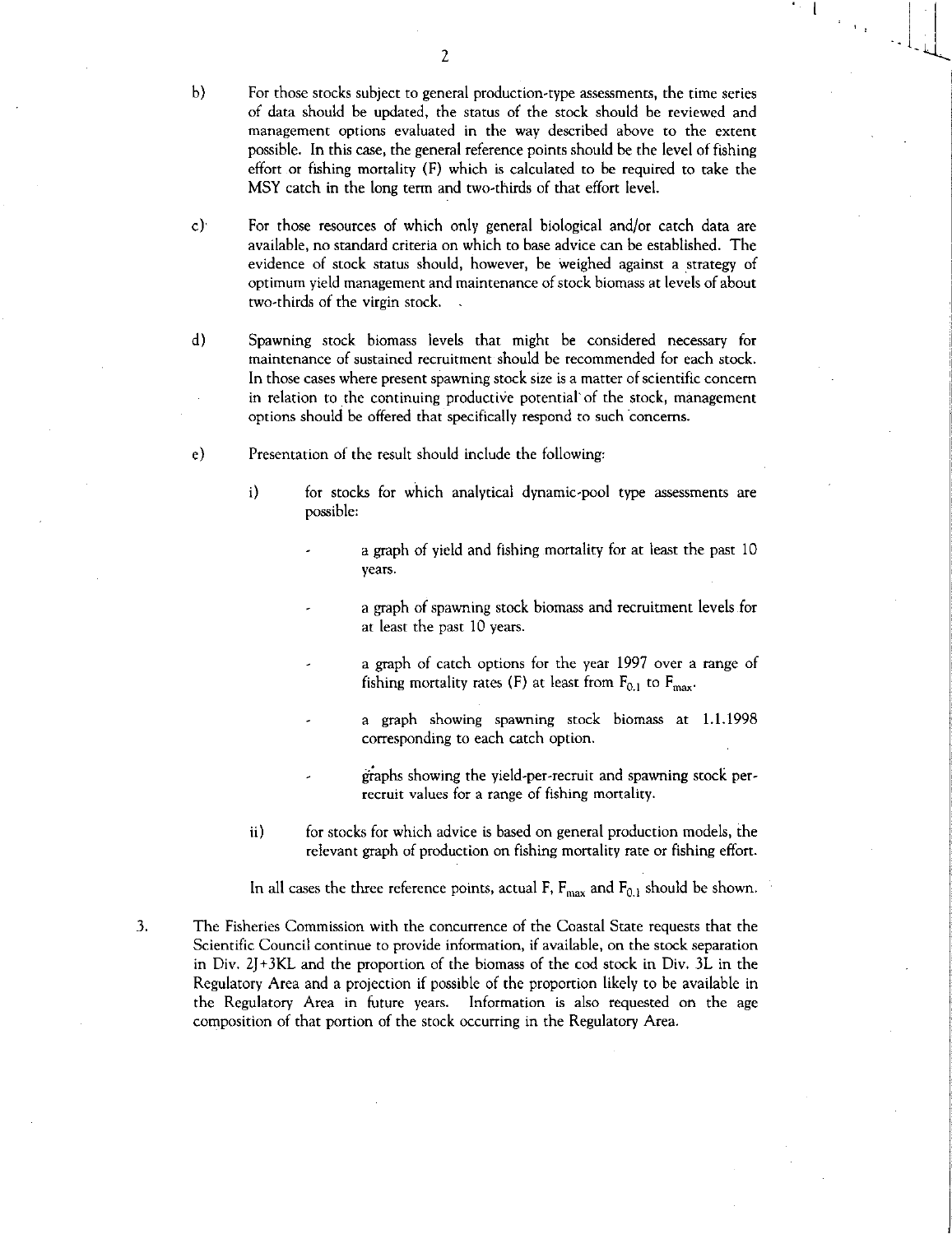b) For those stocks subject to general production-type assessments, the time series of data should be updated, the status of the stock should be reviewed and management options evaluated in the way described above to the extent possible. In this case, the general reference points should be the level of fishing effort or fishing mortality (F) which is calculated to be required to take the MSY catch in the long term and two-thirds of that effort level.

c) For those resources of which only general biological and/or catch data are available, no standard criteria on which to base advice can be established. The evidence of stock status should, however, be weighed against a strategy of optimum yield management and maintenance of stock biomass at levels of about two-thirds of the virgin stock.

d) Spawning stock biomass levels that might be considered necessary for maintenance of sustained recruitment should be recommended for each stock. In those cases where present spawning stock size is a matter of scientific concern in relation to the continuing productive potential of the stock, management options should be offered that specifically respond to such concerns.

e) Presentation of the result should include the following:

   i) for stocks for which analytical dynamic-pool type assessments are possible:

      - a graph of yield and fishing mortality for at least the past 10 years.

      - a graph of spawning stock biomass and recruitment levels for at least the past 10 years.

      - a graph of catch options for the year 1997 over a range of fishing mortality rates (F) at least from $F_{0.1}$ to $F_{max}$.

      - a graph showing spawning stock biomass at 1.1.1998 corresponding to each catch option.

      - graphs showing the yield-per-recruit and spawning stock per-recruit values for a range of fishing mortality.

   ii) for stocks for which advice is based on general production models, the relevant graph of production on fishing mortality rate or fishing effort.

   In all cases the three reference points, actual F, $F_{max}$ and $F_{0.1}$ should be shown.

3. The Fisheries Commission with the concurrence of the Coastal State requests that the Scientific Council continue to provide information, if available, on the stock separation in Div. 2J+3KL and the proportion of the biomass of the cod stock in Div. 3L in the Regulatory Area and a projection if possible of the proportion likely to be available in the Regulatory Area in future years. Information is also requested on the age composition of that portion of the stock occurring in the Regulatory Area.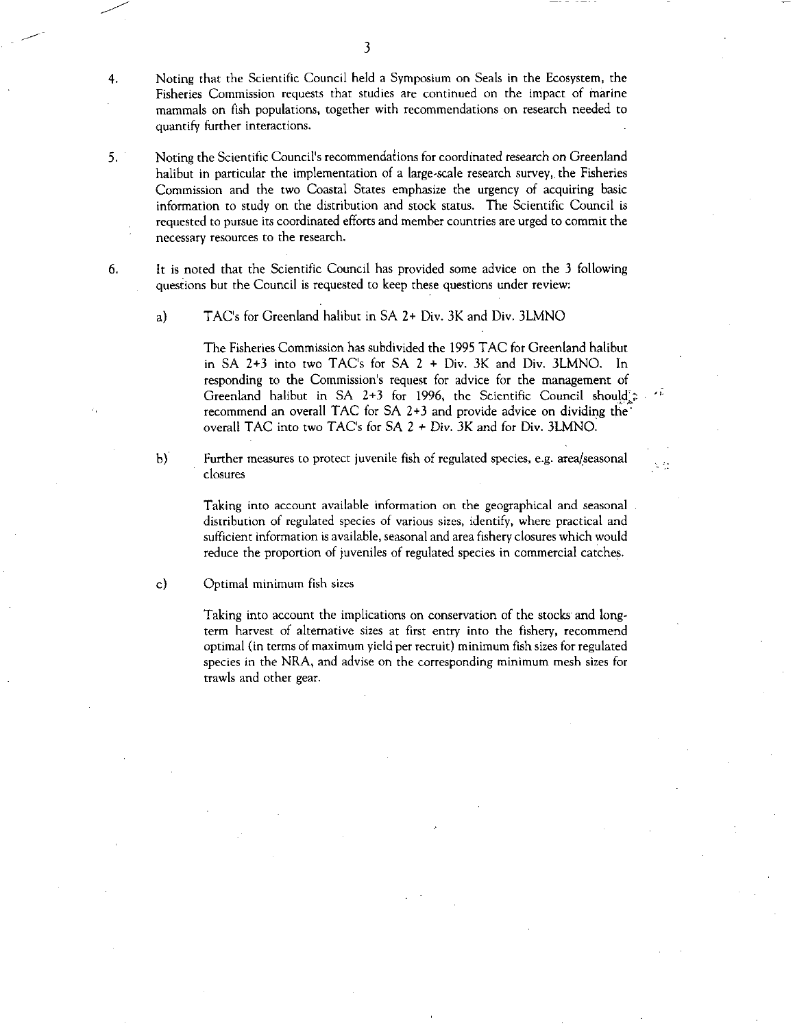4. Noting that the Scientific Council held a Symposium on Seals in the Ecosystem, the Fisheries Commission requests that studies are continued on the impact of marine mammals on fish populations, together with recommendations on research needed to quantify further interactions.

5. Noting the Scientific Council's recommendations for coordinated research on Greenland halibut in particular the implementation of a large-scale research survey, the Fisheries Commission and the two Coastal States emphasize the urgency of acquiring basic information to study on the distribution and stock status. The Scientific Council is requested to pursue its coordinated efforts and member countries are urged to commit the necessary resources to the research.

6. It is noted that the Scientific Council has provided some advice on the 3 following questions but the Council is requested to keep these questions under review:

   a) TAC's for Greenland halibut in SA 2+ Div. 3K and Div. 3LMNO

      The Fisheries Commission has subdivided the 1995 TAC for Greenland halibut in SA 2+3 into two TAC's for SA 2 + Div. 3K and Div. 3LMNO. In responding to the Commission's request for advice for the management of Greenland halibut in SA 2+3 for 1996, the Scientific Council should recommend an overall TAC for SA 2+3 and provide advice on dividing the overall TAC into two TAC's for SA 2 + Div. 3K and for Div. 3LMNO.

   b) Further measures to protect juvenile fish of regulated species, e.g. area/seasonal closures

      Taking into account available information on the geographical and seasonal distribution of regulated species of various sizes, identify, where practical and sufficient information is available, seasonal and area fishery closures which would reduce the proportion of juveniles of regulated species in commercial catches.

   c) Optimal minimum fish sizes

      Taking into account the implications on conservation of the stocks and long-term harvest of alternative sizes at first entry into the fishery, recommend optimal (in terms of maximum yield per recruit) minimum fish sizes for regulated species in the NRA, and advise on the corresponding minimum mesh sizes for trawls and other gear.